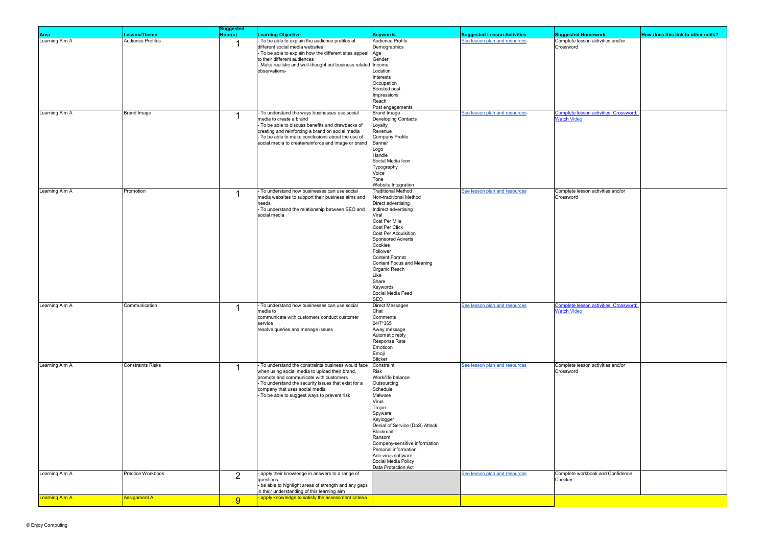| Area | Lesson/Theme | Suggested Hour(s) | Learning Objective | Keywords | Suggested Lesson Activities | Suggested Homework | How does this link to other units? |
|---|---|---|---|---|---|---|---|
| Learning Aim A | Audience Profiles | 1 | - To be able to explain the audience profiles of different social media websites<br>- To be able to explain how the different sites appeal to their different audiences<br>- Make realistic and well-thought out business related observations- | Audience Profile<br>Demographics<br>Age<br>Gender<br>Income<br>Location<br>Interests<br>Occupation<br>Boosted post<br>Impressions<br>Reach<br>Post engagements | See lesson plan and resources | Complete lesson activities and/or Crossword | |
| Learning Aim A | Brand Image | 1 | - To understand the ways businesses use social media to create a brand<br>- To be able to discuss benefits and drawbacks of creating and reinforcing a brand on social media<br>- To be able to make conclusions about the use of social media to create/reinforce and image or brand | Brand Image<br>Developing Contacts<br>Loyalty<br>Revenue<br>Company Profile<br>Banner<br>Logo<br>Handle<br>Social Media Icon<br>Typography<br>Voice<br>Tone<br>Website Integration | See lesson plan and resources | Complete lesson activities; Crossword; Watch Video | |
| Learning Aim A | Promotion | 1 | - To understand how businesses can use social media websites to support their business aims and needs<br>- To understand the relationship between SEO and social media | Traditional Method<br>Non-traditional Method<br>Direct advertising<br>Indirect advertising<br>Viral<br>Cost Per Mile<br>Cost Per Click<br>Cost Per Acquisition<br>Sponsored Adverts<br>Cookies<br>Follower<br>Content Format<br>Content Focus and Meaning<br>Organic Reach<br>Like<br>Share<br>Keywords<br>Social Media Feed<br>SEO | See lesson plan and resources | Complete lesson activities and/or Crossword | |
| Learning Aim A | Communication | 1 | - To understand how businesses can use social media to<br>communicate with customers conduct customer service<br>resolve queries and manage issues | Direct Messages<br>Chat<br>Comments<br>24/7*365<br>Away message<br>Automatic reply<br>Response Rate<br>Emoticon<br>Emoji<br>Sticker | See lesson plan and resources | Complete lesson activities; Crossword; Watch Video | |
| Learning Aim A | Constraints Risks | 1 | - To understand the constraints business would face when using social media to upload their brand, promote and communicate with customers<br>- To understand the security issues that exist for a company that uses social media<br>- To be able to suggest ways to prevent risk | Constraint<br>Risk<br>Work/life balance<br>Outsourcing<br>Schedule<br>Malware<br>Virus<br>Trojan<br>Spyware<br>Keylogger<br>Denial of Service (DoS) Attack<br>Blackmail<br>Ransom<br>Company-sensitive information<br>Personal information<br>Anti-virus software<br>Social Media Policy<br>Data Protection Act | See lesson plan and resources | Complete lesson activities and/or Crossword | |
| Learning Aim A | Practice Workbook | 2 | - apply their knowledge in answers to a range of questions<br>- be able to highlight areas of strength and any gaps in their understanding of this learning aim | | See lesson plan and resources | Complete workbook and Confidence Checker | |
| Learning Aim A | Assignment A | 9 | - apply knowledge to satisfy the assessment criteria | | | | |

© Enjoy Computing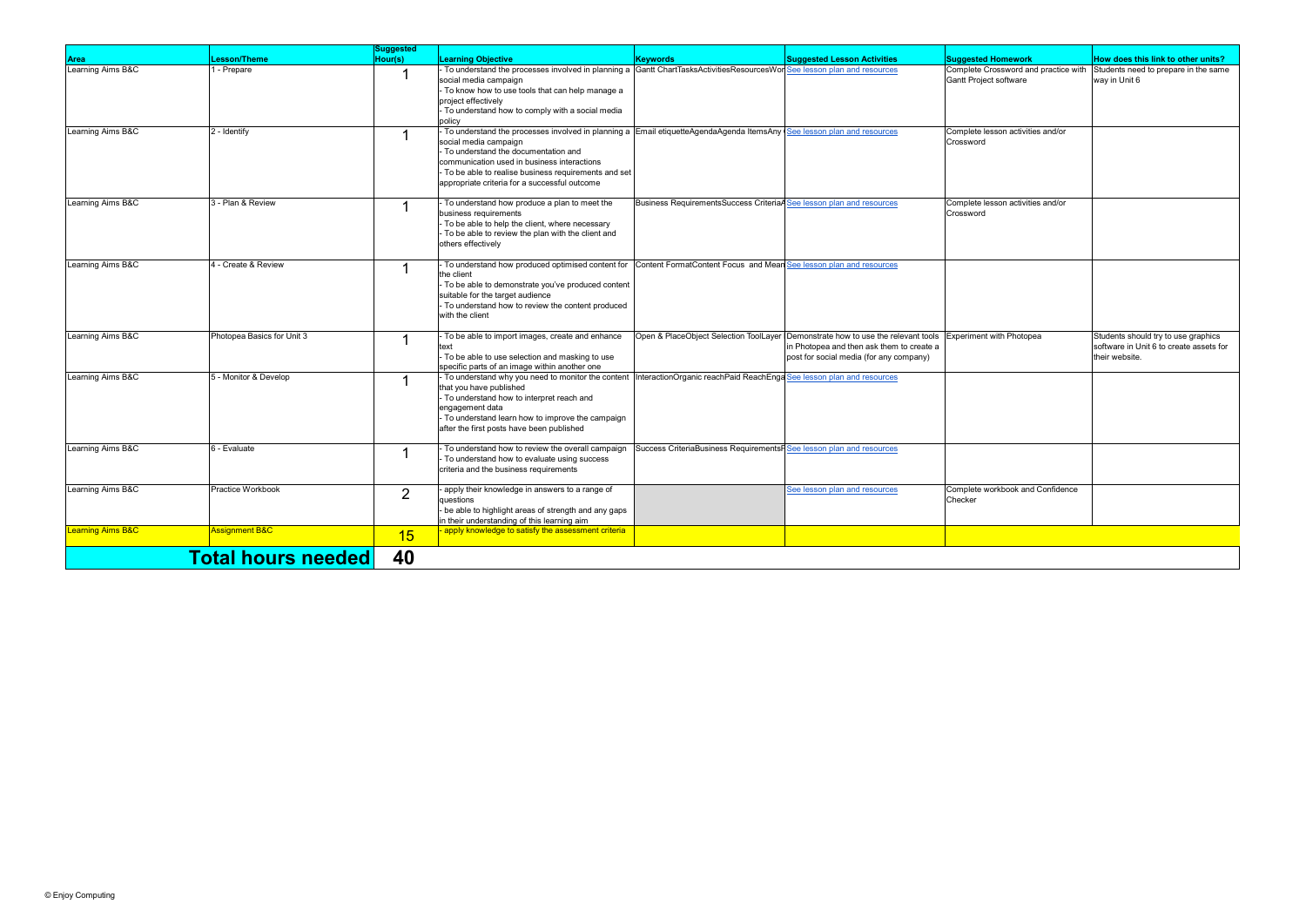| Area | Lesson/Theme | Suggested Hour(s) | Learning Objective | Keywords | Suggested Lesson Activities | Suggested Homework | How does this link to other units? |
|---|---|---|---|---|---|---|---|
| Learning Aims B&C | 1 - Prepare | 1 | - To understand the processes involved in planning a social media campaign<br>- To know how to use tools that can help manage a project effectively<br>- To understand how to comply with a social media policy | Gantt ChartTasksActivitiesResourcesWor | See lesson plan and resources | Complete Crossword and practice with Gantt Project software | Students need to prepare in the same way in Unit 6 |
| Learning Aims B&C | 2 - Identify | 1 | - To understand the processes involved in planning a social media campaign<br>- To understand the documentation and communication used in business interactions<br>- To be able to realise business requirements and set appropriate criteria for a successful outcome | Email etiquetteAgendaAgenda ItemsAny | See lesson plan and resources | Complete lesson activities and/or Crossword | |
| Learning Aims B&C | 3 - Plan & Review | 1 | - To understand how produce a plan to meet the business requirements<br>- To be able to help the client, where necessary<br>- To be able to review the plan with the client and others effectively | Business RequirementsSuccess CriteriaA | See lesson plan and resources | Complete lesson activities and/or Crossword | |
| Learning Aims B&C | 4 - Create & Review | 1 | - To understand how produced optimised content for the client<br>- To be able to demonstrate you've produced content suitable for the target audience<br>- To understand how to review the content produced with the client | Content FormatContent Focus and Mean | See lesson plan and resources | | |
| Learning Aims B&C | Photopea Basics for Unit 3 | 1 | - To be able to import images, create and enhance text<br>- To be able to use selection and masking to use specific parts of an image within another one | Open & PlaceObject Selection ToolLayer | Demonstrate how to use the relevant tools in Photopea and then ask them to create a post for social media (for any company) | Experiment with Photopea | Students should try to use graphics software in Unit 6 to create assets for their website. |
| Learning Aims B&C | 5 - Monitor & Develop | 1 | - To understand why you need to monitor the content that you have published<br>- To understand how to interpret reach and engagement data<br>- To understand learn how to improve the campaign after the first posts have been published | InteractionOrganic reachPaid ReachEnga | See lesson plan and resources | | |
| Learning Aims B&C | 6 - Evaluate | 1 | - To understand how to review the overall campaign<br>- To understand how to evaluate using success criteria and the business requirements | Success CriteriaBusiness RequirementsF | See lesson plan and resources | | |
| Learning Aims B&C | Practice Workbook | 2 | - apply their knowledge in answers to a range of questions<br>- be able to highlight areas of strength and any gaps in their understanding of this learning aim | | See lesson plan and resources | Complete workbook and Confidence Checker | |
| Learning Aims B&C | Assignment B&C | 15 | - apply knowledge to satisfy the assessment criteria | | | | |
| | **Total hours needed** | **40** | | | | | |

© Enjoy Computing